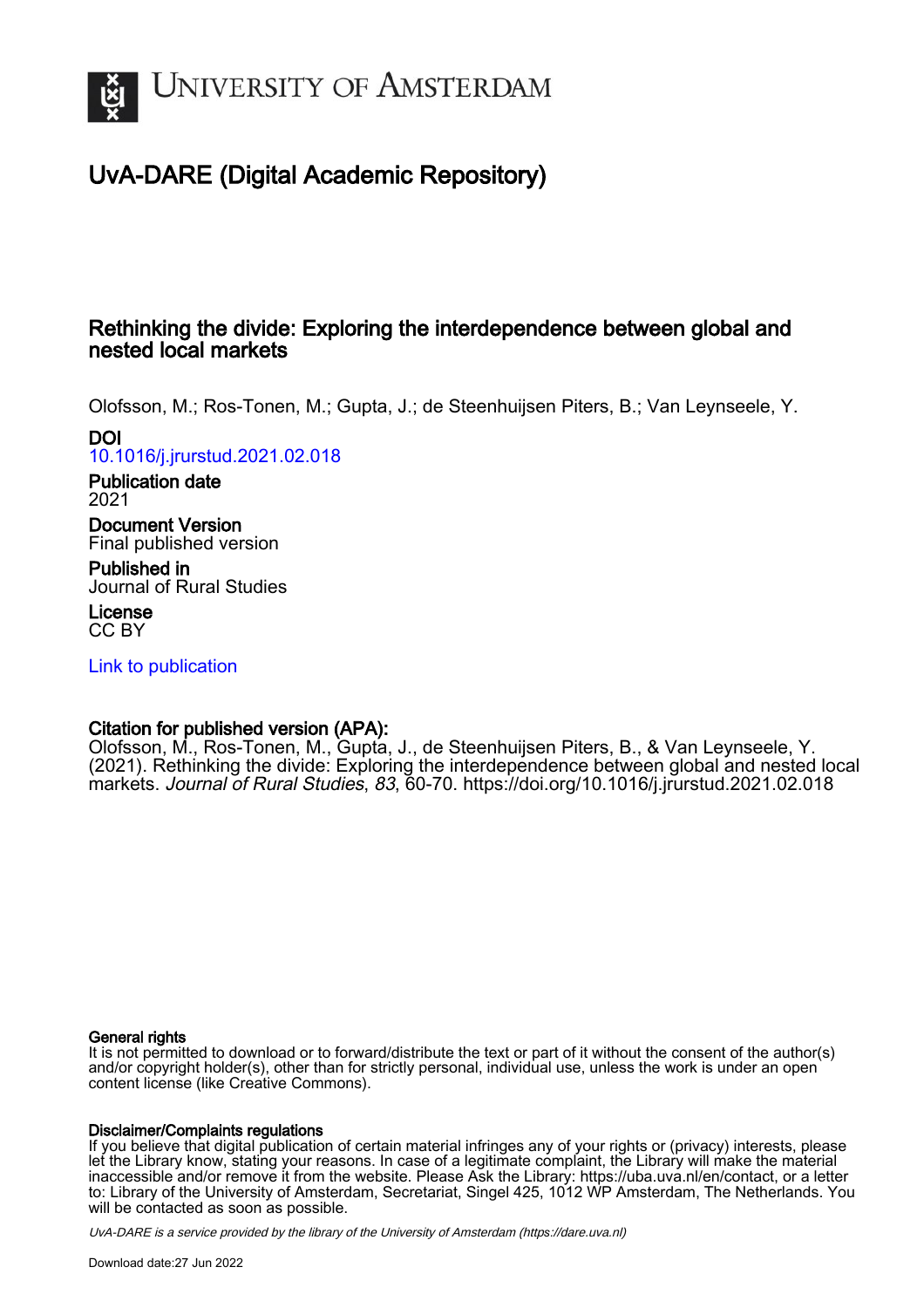# University of Amsterdam

## UvA-DARE (Digital Academic Repository)

### Rethinking the divide: Exploring the interdependence between global and nested local markets

Olofsson, M.; Ros-Tonen, M.; Gupta, J.; de Steenhuijsen Piters, B.; Van Leynseele, Y.

**DOI**
10.1016/j.jrurstud.2021.02.018

**Publication date**
2021

**Document Version**
Final published version

**Published in**
Journal of Rural Studies

**License**
CC BY

Link to publication

**Citation for published version (APA):**
Olofsson, M., Ros-Tonen, M., Gupta, J., de Steenhuijsen Piters, B., & Van Leynseele, Y. (2021). Rethinking the divide: Exploring the interdependence between global and nested local markets. *Journal of Rural Studies*, *83*, 60-70. https://doi.org/10.1016/j.jrurstud.2021.02.018

**General rights**
It is not permitted to download or to forward/distribute the text or part of it without the consent of the author(s) and/or copyright holder(s), other than for strictly personal, individual use, unless the work is under an open content license (like Creative Commons).

**Disclaimer/Complaints regulations**
If you believe that digital publication of certain material infringes any of your rights or (privacy) interests, please let the Library know, stating your reasons. In case of a legitimate complaint, the Library will make the material inaccessible and/or remove it from the website. Please Ask the Library: https://uba.uva.nl/en/contact, or a letter to: Library of the University of Amsterdam, Secretariat, Singel 425, 1012 WP Amsterdam, The Netherlands. You will be contacted as soon as possible.

*UvA-DARE is a service provided by the library of the University of Amsterdam (https://dare.uva.nl)*

Download date:27 Jun 2022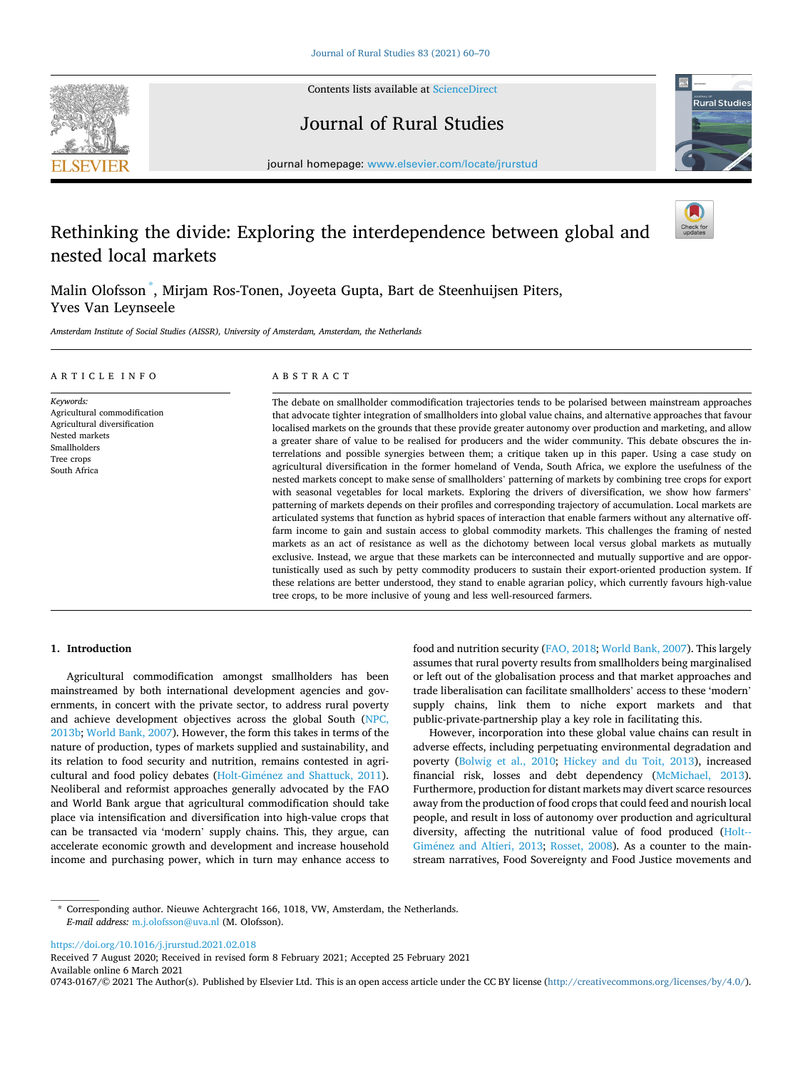# Rethinking the divide: Exploring the interdependence between global and nested local markets

Malin Olofsson *, Mirjam Ros-Tonen, Joyeeta Gupta, Bart de Steenhuijsen Piters, Yves Van Leynseele

*Amsterdam Institute of Social Studies (AISSR), University of Amsterdam, Amsterdam, the Netherlands*

## ARTICLE INFO

*Keywords:*
Agricultural commodification
Agricultural diversification
Nested markets
Smallholders
Tree crops
South Africa

## ABSTRACT

The debate on smallholder commodification trajectories tends to be polarised between mainstream approaches that advocate tighter integration of smallholders into global value chains, and alternative approaches that favour localised markets on the grounds that these provide greater autonomy over production and marketing, and allow a greater share of value to be realised for producers and the wider community. This debate obscures the interrelations and possible synergies between them; a critique taken up in this paper. Using a case study on agricultural diversification in the former homeland of Venda, South Africa, we explore the usefulness of the nested markets concept to make sense of smallholders' patterning of markets by combining tree crops for export with seasonal vegetables for local markets. Exploring the drivers of diversification, we show how farmers' patterning of markets depends on their profiles and corresponding trajectory of accumulation. Local markets are articulated systems that function as hybrid spaces of interaction that enable farmers without any alternative off-farm income to gain and sustain access to global commodity markets. This challenges the framing of nested markets as an act of resistance as well as the dichotomy between local versus global markets as mutually exclusive. Instead, we argue that these markets can be interconnected and mutually supportive and are opportunistically used as such by petty commodity producers to sustain their export-oriented production system. If these relations are better understood, they stand to enable agrarian policy, which currently favours high-value tree crops, to be more inclusive of young and less well-resourced farmers.

## 1. Introduction

Agricultural commodification amongst smallholders has been mainstreamed by both international development agencies and governments, in concert with the private sector, to address rural poverty and achieve development objectives across the global South (NPC, 2013b; World Bank, 2007). However, the form this takes in terms of the nature of production, types of markets supplied and sustainability, and its relation to food security and nutrition, remains contested in agricultural and food policy debates (Holt-Giménez and Shattuck, 2011). Neoliberal and reformist approaches generally advocated by the FAO and World Bank argue that agricultural commodification should take place via intensification and diversification into high-value crops that can be transacted via 'modern' supply chains. This, they argue, can accelerate economic growth and development and increase household income and purchasing power, which in turn may enhance access to food and nutrition security (FAO, 2018; World Bank, 2007). This largely assumes that rural poverty results from smallholders being marginalised or left out of the globalisation process and that market approaches and trade liberalisation can facilitate smallholders' access to these 'modern' supply chains, link them to niche export markets and that public-private-partnership play a key role in facilitating this.

However, incorporation into these global value chains can result in adverse effects, including perpetuating environmental degradation and poverty (Bolwig et al., 2010; Hickey and du Toit, 2013), increased financial risk, losses and debt dependency (McMichael, 2013). Furthermore, production for distant markets may divert scarce resources away from the production of food crops that could feed and nourish local people, and result in loss of autonomy over production and agricultural diversity, affecting the nutritional value of food produced (Holt-Giménez and Altieri, 2013; Rosset, 2008). As a counter to the mainstream narratives, Food Sovereignty and Food Justice movements and

\* Corresponding author. Nieuwe Achtergracht 166, 1018, VW, Amsterdam, the Netherlands.
*E-mail address:* m.j.olofsson@uva.nl (M. Olofsson).

https://doi.org/10.1016/j.jrurstud.2021.02.018
Received 7 August 2020; Received in revised form 8 February 2021; Accepted 25 February 2021
Available online 6 March 2021
0743-0167/© 2021 The Author(s). Published by Elsevier Ltd. This is an open access article under the CC BY license (http://creativecommons.org/licenses/by/4.0/).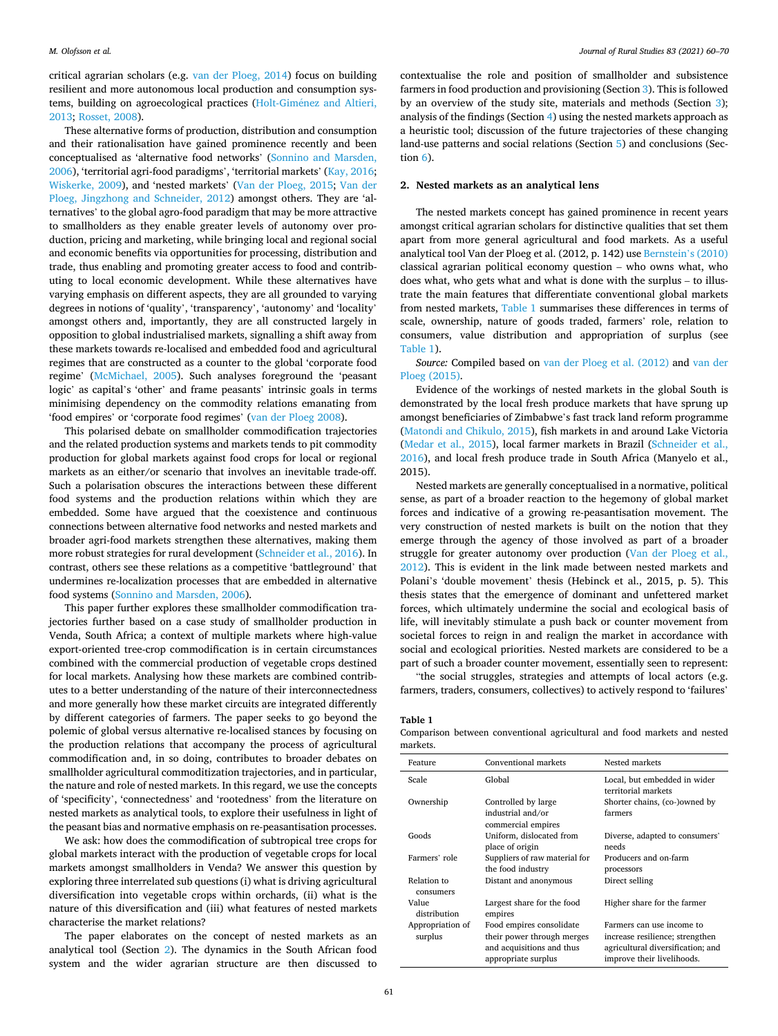critical agrarian scholars (e.g. van der Ploeg, 2014) focus on building resilient and more autonomous local production and consumption systems, building on agroecological practices (Holt-Giménez and Altieri, 2013; Rosset, 2008).

These alternative forms of production, distribution and consumption and their rationalisation have gained prominence recently and been conceptualised as 'alternative food networks' (Sonnino and Marsden, 2006), 'territorial agri-food paradigms', 'territorial markets' (Kay, 2016; Wiskerke, 2009), and 'nested markets' (Van der Ploeg, 2015; Van der Ploeg, Jingzhong and Schneider, 2012) amongst others. They are 'alternatives' to the global agro-food paradigm that may be more attractive to smallholders as they enable greater levels of autonomy over production, pricing and marketing, while bringing local and regional social and economic benefits via opportunities for processing, distribution and trade, thus enabling and promoting greater access to food and contributing to local economic development. While these alternatives have varying emphasis on different aspects, they are all grounded to varying degrees in notions of 'quality', 'transparency', 'autonomy' and 'locality' amongst others and, importantly, they are all constructed largely in opposition to global industrialised markets, signalling a shift away from these markets towards re-localised and embedded food and agricultural regimes that are constructed as a counter to the global 'corporate food regime' (McMichael, 2005). Such analyses foreground the 'peasant logic' as capital's 'other' and frame peasants' intrinsic goals in terms minimising dependency on the commodity relations emanating from 'food empires' or 'corporate food regimes' (van der Ploeg 2008).

This polarised debate on smallholder commodification trajectories and the related production systems and markets tends to pit commodity production for global markets against food crops for local or regional markets as an either/or scenario that involves an inevitable trade-off. Such a polarisation obscures the interactions between these different food systems and the production relations within which they are embedded. Some have argued that the coexistence and continuous connections between alternative food networks and nested markets and broader agri-food markets strengthen these alternatives, making them more robust strategies for rural development (Schneider et al., 2016). In contrast, others see these relations as a competitive 'battleground' that undermines re-localization processes that are embedded in alternative food systems (Sonnino and Marsden, 2006).

This paper further explores these smallholder commodification trajectories further based on a case study of smallholder production in Venda, South Africa; a context of multiple markets where high-value export-oriented tree-crop commodification is in certain circumstances combined with the commercial production of vegetable crops destined for local markets. Analysing how these markets are combined contributes to a better understanding of the nature of their interconnectedness and more generally how these market circuits are integrated differently by different categories of farmers. The paper seeks to go beyond the polemic of global versus alternative re-localised stances by focusing on the production relations that accompany the process of agricultural commodification and, in so doing, contributes to broader debates on smallholder agricultural commoditization trajectories, and in particular, the nature and role of nested markets. In this regard, we use the concepts of 'specificity', 'connectedness' and 'rootedness' from the literature on nested markets as analytical tools, to explore their usefulness in light of the peasant bias and normative emphasis on re-peasantisation processes.

We ask: how does the commodification of subtropical tree crops for global markets interact with the production of vegetable crops for local markets amongst smallholders in Venda? We answer this question by exploring three interrelated sub questions (i) what is driving agricultural diversification into vegetable crops within orchards, (ii) what is the nature of this diversification and (iii) what features of nested markets characterise the market relations?

The paper elaborates on the concept of nested markets as an analytical tool (Section 2). The dynamics in the South African food system and the wider agrarian structure are then discussed to contextualise the role and position of smallholder and subsistence farmers in food production and provisioning (Section 3). This is followed by an overview of the study site, materials and methods (Section 3); analysis of the findings (Section 4) using the nested markets approach as a heuristic tool; discussion of the future trajectories of these changing land-use patterns and social relations (Section 5) and conclusions (Section 6).

## 2. Nested markets as an analytical lens

The nested markets concept has gained prominence in recent years amongst critical agrarian scholars for distinctive qualities that set them apart from more general agricultural and food markets. As a useful analytical tool Van der Ploeg et al. (2012, p. 142) use Bernstein's (2010) classical agrarian political economy question – who owns what, who does what, who gets what and what is done with the surplus – to illustrate the main features that differentiate conventional global markets from nested markets, Table 1 summarises these differences in terms of scale, ownership, nature of goods traded, farmers' role, relation to consumers, value distribution and appropriation of surplus (see Table 1).

*Source:* Compiled based on van der Ploeg et al. (2012) and van der Ploeg (2015).

Evidence of the workings of nested markets in the global South is demonstrated by the local fresh produce markets that have sprung up amongst beneficiaries of Zimbabwe's fast track land reform programme (Matondi and Chikulo, 2015), fish markets in and around Lake Victoria (Medar et al., 2015), local farmer markets in Brazil (Schneider et al., 2016), and local fresh produce trade in South Africa (Manyelo et al., 2015).

Nested markets are generally conceptualised in a normative, political sense, as part of a broader reaction to the hegemony of global market forces and indicative of a growing re-peasantisation movement. The very construction of nested markets is built on the notion that they emerge through the agency of those involved as part of a broader struggle for greater autonomy over production (Van der Ploeg et al., 2012). This is evident in the link made between nested markets and Polani's 'double movement' thesis (Hebinck et al., 2015, p. 5). This thesis states that the emergence of dominant and unfettered market forces, which ultimately undermine the social and ecological basis of life, will inevitably stimulate a push back or counter movement from societal forces to reign in and realign the market in accordance with social and ecological priorities. Nested markets are considered to be a part of such a broader counter movement, essentially seen to represent: "the social struggles, strategies and attempts of local actors (e.g. farmers, traders, consumers, collectives) to actively respond to 'failures'

**Table 1**
Comparison between conventional agricultural and food markets and nested markets.

| Feature | Conventional markets | Nested markets |
|---|---|---|
| Scale | Global | Local, but embedded in wider territorial markets |
| Ownership | Controlled by large industrial and/or commercial empires | Shorter chains, (co-)owned by farmers |
| Goods | Uniform, dislocated from place of origin | Diverse, adapted to consumers' needs |
| Farmers' role | Suppliers of raw material for the food industry | Producers and on-farm processors |
| Relation to consumers | Distant and anonymous | Direct selling |
| Value distribution | Largest share for the food empires | Higher share for the farmer |
| Appropriation of surplus | Food empires consolidate their power through merges and acquisitions and thus appropriate surplus | Farmers can use income to increase resilience; strengthen agricultural diversification; and improve their livelihoods. |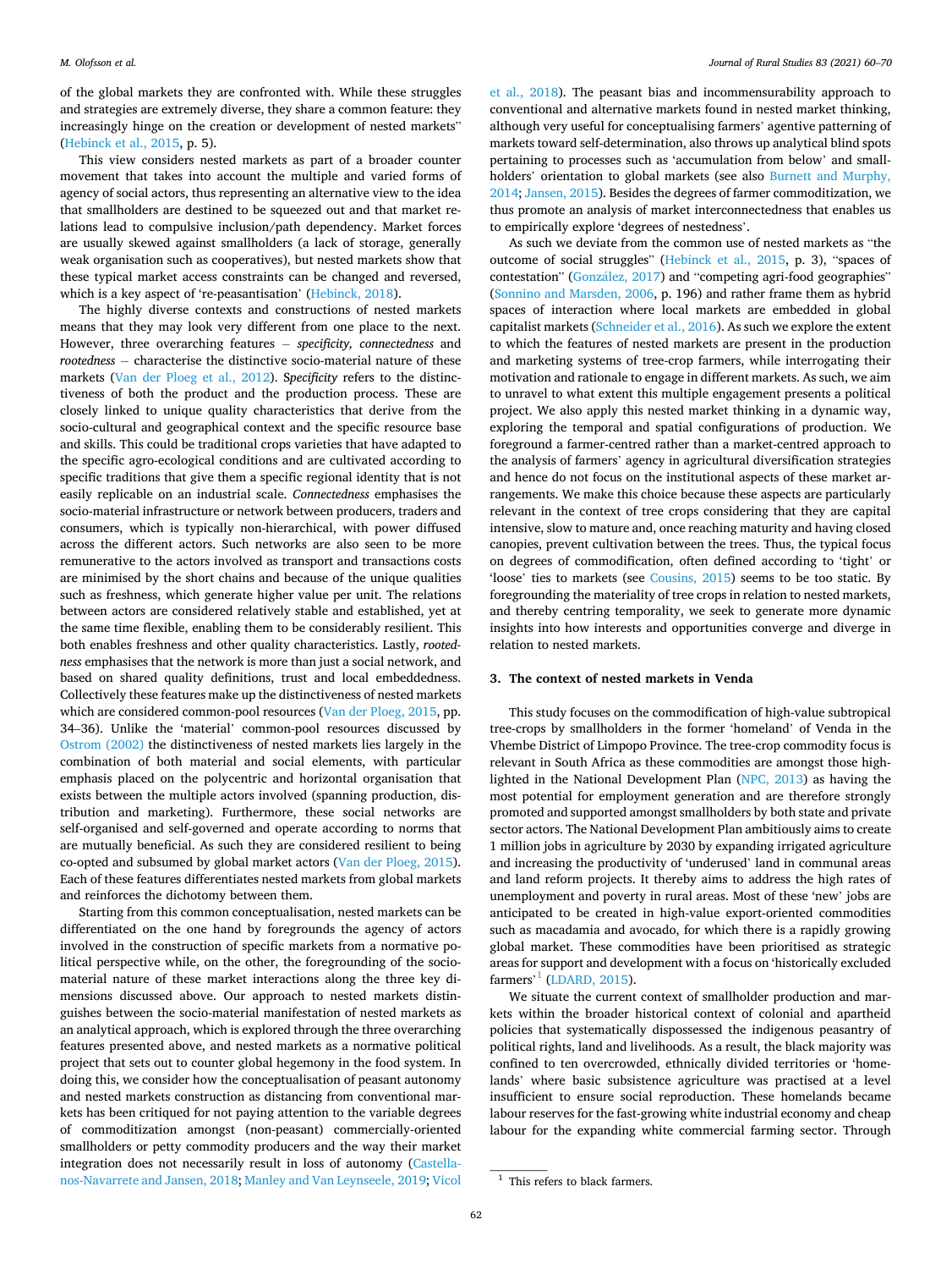of the global markets they are confronted with. While these struggles and strategies are extremely diverse, they share a common feature: they increasingly hinge on the creation or development of nested markets" (Hebinck et al., 2015, p. 5).

This view considers nested markets as part of a broader counter movement that takes into account the multiple and varied forms of agency of social actors, thus representing an alternative view to the idea that smallholders are destined to be squeezed out and that market relations lead to compulsive inclusion/path dependency. Market forces are usually skewed against smallholders (a lack of storage, generally weak organisation such as cooperatives), but nested markets show that these typical market access constraints can be changed and reversed, which is a key aspect of 're-peasantisation' (Hebinck, 2018).

The highly diverse contexts and constructions of nested markets means that they may look very different from one place to the next. However, three overarching features – *specificity, connectedness* and *rootedness* – characterise the distinctive socio-material nature of these markets (Van der Ploeg et al., 2012). *Specificity* refers to the distinctiveness of both the product and the production process. These are closely linked to unique quality characteristics that derive from the socio-cultural and geographical context and the specific resource base and skills. This could be traditional crops varieties that have adapted to the specific agro-ecological conditions and are cultivated according to specific traditions that give them a specific regional identity that is not easily replicable on an industrial scale. *Connectedness* emphasises the socio-material infrastructure or network between producers, traders and consumers, which is typically non-hierarchical, with power diffused across the different actors. Such networks are also seen to be more remunerative to the actors involved as transport and transactions costs are minimised by the short chains and because of the unique qualities such as freshness, which generate higher value per unit. The relations between actors are considered relatively stable and established, yet at the same time flexible, enabling them to be considerably resilient. This both enables freshness and other quality characteristics. Lastly, *rootedness* emphasises that the network is more than just a social network, and based on shared quality definitions, trust and local embeddedness. Collectively these features make up the distinctiveness of nested markets which are considered common-pool resources (Van der Ploeg, 2015, pp. 34–36). Unlike the 'material' common-pool resources discussed by Ostrom (2002) the distinctiveness of nested markets lies largely in the combination of both material and social elements, with particular emphasis placed on the polycentric and horizontal organisation that exists between the multiple actors involved (spanning production, distribution and marketing). Furthermore, these social networks are self-organised and self-governed and operate according to norms that are mutually beneficial. As such they are considered resilient to being co-opted and subsumed by global market actors (Van der Ploeg, 2015). Each of these features differentiates nested markets from global markets and reinforces the dichotomy between them.

Starting from this common conceptualisation, nested markets can be differentiated on the one hand by foregrounds the agency of actors involved in the construction of specific markets from a normative political perspective while, on the other, the foregrounding of the socio-material nature of these market interactions along the three key dimensions discussed above. Our approach to nested markets distinguishes between the socio-material manifestation of nested markets as an analytical approach, which is explored through the three overarching features presented above, and nested markets as a normative political project that sets out to counter global hegemony in the food system. In doing this, we consider how the conceptualisation of peasant autonomy and nested markets construction as distancing from conventional markets has been critiqued for not paying attention to the variable degrees of commoditization amongst (non-peasant) commercially-oriented smallholders or petty commodity producers and the way their market integration does not necessarily result in loss of autonomy (Castellanos-Navarrete and Jansen, 2018; Manley and Van Leynseele, 2019; Vicol et al., 2018). The peasant bias and incommensurability approach to conventional and alternative markets found in nested market thinking, although very useful for conceptualising farmers' agentive patterning of markets toward self-determination, also throws up analytical blind spots pertaining to processes such as 'accumulation from below' and smallholders' orientation to global markets (see also Burnett and Murphy, 2014; Jansen, 2015). Besides the degrees of farmer commoditization, we thus promote an analysis of market interconnectedness that enables us to empirically explore 'degrees of nestedness'.

As such we deviate from the common use of nested markets as "the outcome of social struggles" (Hebinck et al., 2015, p. 3), "spaces of contestation" (González, 2017) and "competing agri-food geographies" (Sonnino and Marsden, 2006, p. 196) and rather frame them as hybrid spaces of interaction where local markets are embedded in global capitalist markets (Schneider et al., 2016). As such we explore the extent to which the features of nested markets are present in the production and marketing systems of tree-crop farmers, while interrogating their motivation and rationale to engage in different markets. As such, we aim to unravel to what extent this multiple engagement presents a political project. We also apply this nested market thinking in a dynamic way, exploring the temporal and spatial configurations of production. We foreground a farmer-centred rather than a market-centred approach to the analysis of farmers' agency in agricultural diversification strategies and hence do not focus on the institutional aspects of these market arrangements. We make this choice because these aspects are particularly relevant in the context of tree crops considering that they are capital intensive, slow to mature and, once reaching maturity and having closed canopies, prevent cultivation between the trees. Thus, the typical focus on degrees of commodification, often defined according to 'tight' or 'loose' ties to markets (see Cousins, 2015) seems to be too static. By foregrounding the materiality of tree crops in relation to nested markets, and thereby centring temporality, we seek to generate more dynamic insights into how interests and opportunities converge and diverge in relation to nested markets.

## 3. The context of nested markets in Venda

This study focuses on the commodification of high-value subtropical tree-crops by smallholders in the former 'homeland' of Venda in the Vhembe District of Limpopo Province. The tree-crop commodity focus is relevant in South Africa as these commodities are amongst those highlighted in the National Development Plan (NPC, 2013) as having the most potential for employment generation and are therefore strongly promoted and supported amongst smallholders by both state and private sector actors. The National Development Plan ambitiously aims to create 1 million jobs in agriculture by 2030 by expanding irrigated agriculture and increasing the productivity of 'underused' land in communal areas and land reform projects. It thereby aims to address the high rates of unemployment and poverty in rural areas. Most of these 'new' jobs are anticipated to be created in high-value export-oriented commodities such as macadamia and avocado, for which there is a rapidly growing global market. These commodities have been prioritised as strategic areas for support and development with a focus on 'historically excluded farmers'[1] (LDARD, 2015).

We situate the current context of smallholder production and markets within the broader historical context of colonial and apartheid policies that systematically dispossessed the indigenous peasantry of political rights, land and livelihoods. As a result, the black majority was confined to ten overcrowded, ethnically divided territories or 'homelands' where basic subsistence agriculture was practised at a level insufficient to ensure social reproduction. These homelands became labour reserves for the fast-growing white industrial economy and cheap labour for the expanding white commercial farming sector. Through

[1] This refers to black farmers.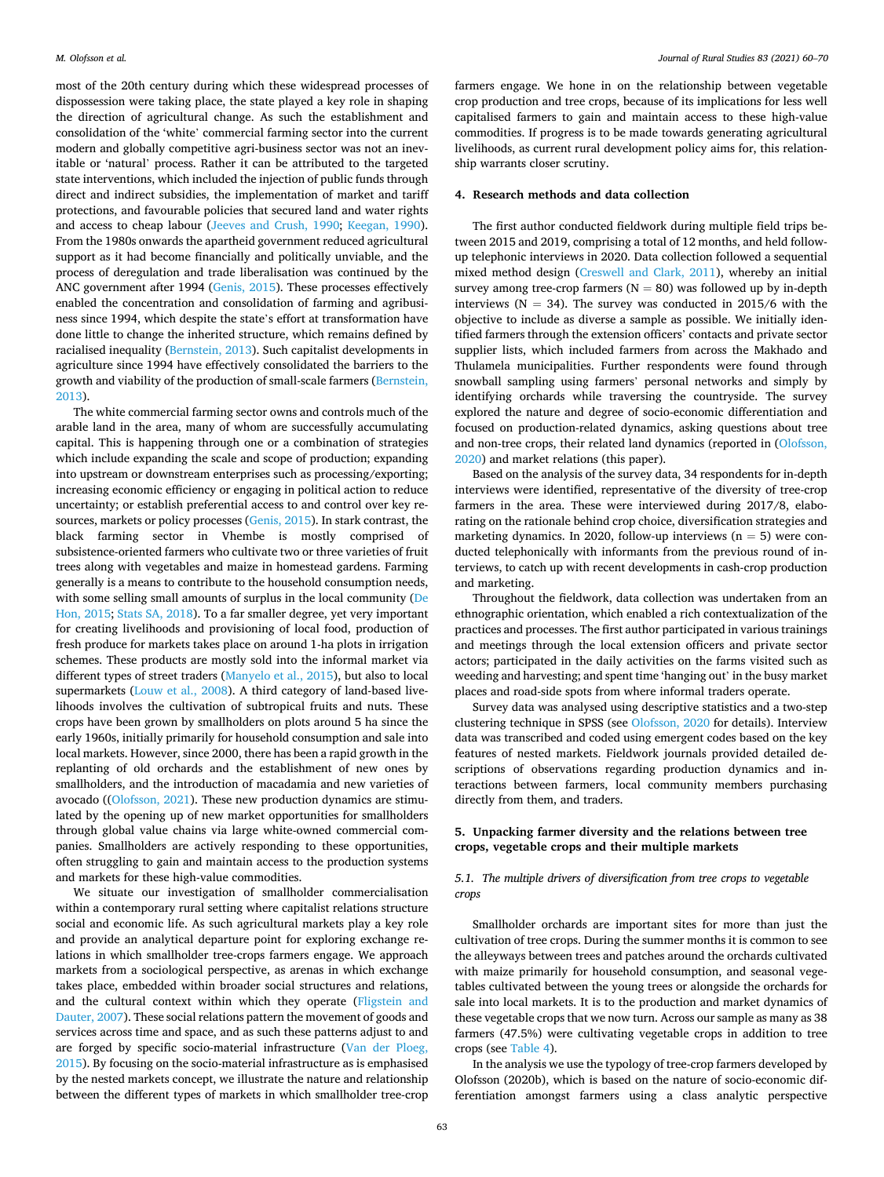most of the 20th century during which these widespread processes of dispossession were taking place, the state played a key role in shaping the direction of agricultural change. As such the establishment and consolidation of the 'white' commercial farming sector into the current modern and globally competitive agri-business sector was not an inevitable or 'natural' process. Rather it can be attributed to the targeted state interventions, which included the injection of public funds through direct and indirect subsidies, the implementation of market and tariff protections, and favourable policies that secured land and water rights and access to cheap labour (Jeeves and Crush, 1990; Keegan, 1990). From the 1980s onwards the apartheid government reduced agricultural support as it had become financially and politically unviable, and the process of deregulation and trade liberalisation was continued by the ANC government after 1994 (Genis, 2015). These processes effectively enabled the concentration and consolidation of farming and agribusiness since 1994, which despite the state's effort at transformation have done little to change the inherited structure, which remains defined by racialised inequality (Bernstein, 2013). Such capitalist developments in agriculture since 1994 have effectively consolidated the barriers to the growth and viability of the production of small-scale farmers (Bernstein, 2013).

The white commercial farming sector owns and controls much of the arable land in the area, many of whom are successfully accumulating capital. This is happening through one or a combination of strategies which include expanding the scale and scope of production; expanding into upstream or downstream enterprises such as processing/exporting; increasing economic efficiency or engaging in political action to reduce uncertainty; or establish preferential access to and control over key resources, markets or policy processes (Genis, 2015). In stark contrast, the black farming sector in Vhembe is mostly comprised of subsistence-oriented farmers who cultivate two or three varieties of fruit trees along with vegetables and maize in homestead gardens. Farming generally is a means to contribute to the household consumption needs, with some selling small amounts of surplus in the local community (De Hon, 2015; Stats SA, 2018). To a far smaller degree, yet very important for creating livelihoods and provisioning of local food, production of fresh produce for markets takes place on around 1-ha plots in irrigation schemes. These products are mostly sold into the informal market via different types of street traders (Manyelo et al., 2015), but also to local supermarkets (Louw et al., 2008). A third category of land-based livelihoods involves the cultivation of subtropical fruits and nuts. These crops have been grown by smallholders on plots around 5 ha since the early 1960s, initially primarily for household consumption and sale into local markets. However, since 2000, there has been a rapid growth in the replanting of old orchards and the establishment of new ones by smallholders, and the introduction of macadamia and new varieties of avocado ((Olofsson, 2021). These new production dynamics are stimulated by the opening up of new market opportunities for smallholders through global value chains via large white-owned commercial companies. Smallholders are actively responding to these opportunities, often struggling to gain and maintain access to the production systems and markets for these high-value commodities.

We situate our investigation of smallholder commercialisation within a contemporary rural setting where capitalist relations structure social and economic life. As such agricultural markets play a key role and provide an analytical departure point for exploring exchange relations in which smallholder tree-crops farmers engage. We approach markets from a sociological perspective, as arenas in which exchange takes place, embedded within broader social structures and relations, and the cultural context within which they operate (Fligstein and Dauter, 2007). These social relations pattern the movement of goods and services across time and space, and as such these patterns adjust to and are forged by specific socio-material infrastructure (Van der Ploeg, 2015). By focusing on the socio-material infrastructure as is emphasised by the nested markets concept, we illustrate the nature and relationship between the different types of markets in which smallholder tree-crop farmers engage. We hone in on the relationship between vegetable crop production and tree crops, because of its implications for less well capitalised farmers to gain and maintain access to these high-value commodities. If progress is to be made towards generating agricultural livelihoods, as current rural development policy aims for, this relationship warrants closer scrutiny.

## 4. Research methods and data collection

The first author conducted fieldwork during multiple field trips between 2015 and 2019, comprising a total of 12 months, and held follow-up telephonic interviews in 2020. Data collection followed a sequential mixed method design (Creswell and Clark, 2011), whereby an initial survey among tree-crop farmers (N = 80) was followed up by in-depth interviews (N = 34). The survey was conducted in 2015/6 with the objective to include as diverse a sample as possible. We initially identified farmers through the extension officers' contacts and private sector supplier lists, which included farmers from across the Makhado and Thulamela municipalities. Further respondents were found through snowball sampling using farmers' personal networks and simply by identifying orchards while traversing the countryside. The survey explored the nature and degree of socio-economic differentiation and focused on production-related dynamics, asking questions about tree and non-tree crops, their related land dynamics (reported in (Olofsson, 2020) and market relations (this paper).

Based on the analysis of the survey data, 34 respondents for in-depth interviews were identified, representative of the diversity of tree-crop farmers in the area. These were interviewed during 2017/8, elaborating on the rationale behind crop choice, diversification strategies and marketing dynamics. In 2020, follow-up interviews (n = 5) were conducted telephonically with informants from the previous round of interviews, to catch up with recent developments in cash-crop production and marketing.

Throughout the fieldwork, data collection was undertaken from an ethnographic orientation, which enabled a rich contextualization of the practices and processes. The first author participated in various trainings and meetings through the local extension officers and private sector actors; participated in the daily activities on the farms visited such as weeding and harvesting; and spent time 'hanging out' in the busy market places and road-side spots from where informal traders operate.

Survey data was analysed using descriptive statistics and a two-step clustering technique in SPSS (see Olofsson, 2020 for details). Interview data was transcribed and coded using emergent codes based on the key features of nested markets. Fieldwork journals provided detailed descriptions of observations regarding production dynamics and interactions between farmers, local community members purchasing directly from them, and traders.

## 5. Unpacking farmer diversity and the relations between tree crops, vegetable crops and their multiple markets

### *5.1. The multiple drivers of diversification from tree crops to vegetable crops*

Smallholder orchards are important sites for more than just the cultivation of tree crops. During the summer months it is common to see the alleyways between trees and patches around the orchards cultivated with maize primarily for household consumption, and seasonal vegetables cultivated between the young trees or alongside the orchards for sale into local markets. It is to the production and market dynamics of these vegetable crops that we now turn. Across our sample as many as 38 farmers (47.5%) were cultivating vegetable crops in addition to tree crops (see Table 4).

In the analysis we use the typology of tree-crop farmers developed by Olofsson (2020b), which is based on the nature of socio-economic differentiation amongst farmers using a class analytic perspective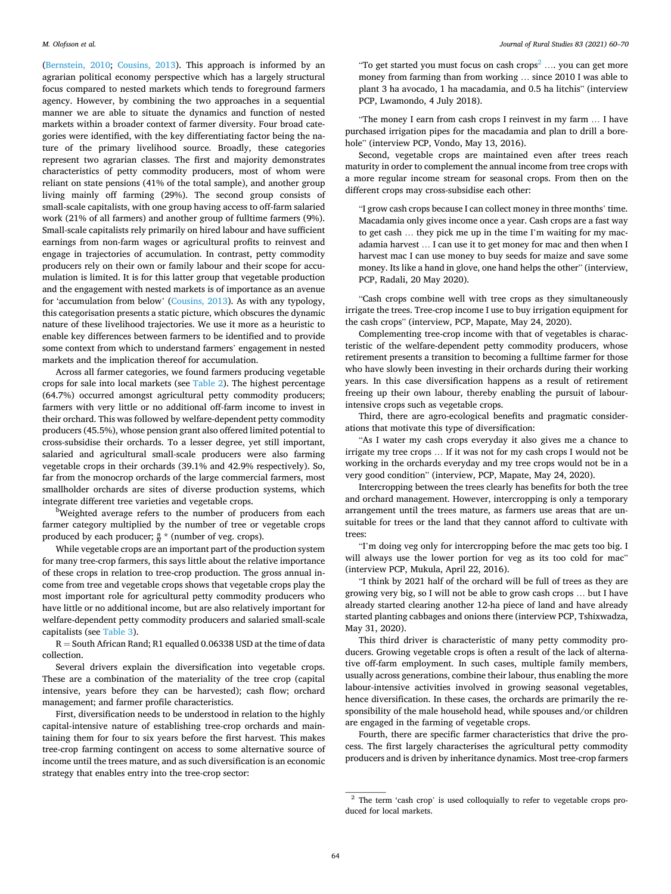(Bernstein, 2010; Cousins, 2013). This approach is informed by an agrarian political economy perspective which has a largely structural focus compared to nested markets which tends to foreground farmers agency. However, by combining the two approaches in a sequential manner we are able to situate the dynamics and function of nested markets within a broader context of farmer diversity. Four broad categories were identified, with the key differentiating factor being the nature of the primary livelihood source. Broadly, these categories represent two agrarian classes. The first and majority demonstrates characteristics of petty commodity producers, most of whom were reliant on state pensions (41% of the total sample), and another group living mainly off farming (29%). The second group consists of small-scale capitalists, with one group having access to off-farm salaried work (21% of all farmers) and another group of fulltime farmers (9%). Small-scale capitalists rely primarily on hired labour and have sufficient earnings from non-farm wages or agricultural profits to reinvest and engage in trajectories of accumulation. In contrast, petty commodity producers rely on their own or family labour and their scope for accumulation is limited. It is for this latter group that vegetable production and the engagement with nested markets is of importance as an avenue for 'accumulation from below' (Cousins, 2013). As with any typology, this categorisation presents a static picture, which obscures the dynamic nature of these livelihood trajectories. We use it more as a heuristic to enable key differences between farmers to be identified and to provide some context from which to understand farmers' engagement in nested markets and the implication thereof for accumulation.

Across all farmer categories, we found farmers producing vegetable crops for sale into local markets (see Table 2). The highest percentage (64.7%) occurred amongst agricultural petty commodity producers; farmers with very little or no additional off-farm income to invest in their orchard. This was followed by welfare-dependent petty commodity producers (45.5%), whose pension grant also offered limited potential to cross-subsidise their orchards. To a lesser degree, yet still important, salaried and agricultural small-scale producers were also farming vegetable crops in their orchards (39.1% and 42.9% respectively). So, far from the monocrop orchards of the large commercial farmers, most smallholder orchards are sites of diverse production systems, which integrate different tree varieties and vegetable crops.

[b]Weighted average refers to the number of producers from each farmer category multiplied by the number of tree or vegetable crops produced by each producer; $\frac{n}{N}$ * (number of veg. crops).

While vegetable crops are an important part of the production system for many tree-crop farmers, this says little about the relative importance of these crops in relation to tree-crop production. The gross annual income from tree and vegetable crops shows that vegetable crops play the most important role for agricultural petty commodity producers who have little or no additional income, but are also relatively important for welfare-dependent petty commodity producers and salaried small-scale capitalists (see Table 3).

R = South African Rand; R1 equalled 0.06338 USD at the time of data collection.

Several drivers explain the diversification into vegetable crops. These are a combination of the materiality of the tree crop (capital intensive, years before they can be harvested); cash flow; orchard management; and farmer profile characteristics.

First, diversification needs to be understood in relation to the highly capital-intensive nature of establishing tree-crop orchards and maintaining them for four to six years before the first harvest. This makes tree-crop farming contingent on access to some alternative source of income until the trees mature, and as such diversification is an economic strategy that enables entry into the tree-crop sector:

> "To get started you must focus on cash crops[2] …. you can get more money from farming than from working … since 2010 I was able to plant 3 ha avocado, 1 ha macadamia, and 0.5 ha litchis" (interview PCP, Lwamondo, 4 July 2018).

"The money I earn from cash crops I reinvest in my farm … I have purchased irrigation pipes for the macadamia and plan to drill a borehole" (interview PCP, Vondo, May 13, 2016).

Second, vegetable crops are maintained even after trees reach maturity in order to complement the annual income from tree crops with a more regular income stream for seasonal crops. From then on the different crops may cross-subsidise each other:

> "I grow cash crops because I can collect money in three months' time. Macadamia only gives income once a year. Cash crops are a fast way to get cash … they pick me up in the time I'm waiting for my macadamia harvest … I can use it to get money for mac and then when I harvest mac I can use money to buy seeds for maize and save some money. Its like a hand in glove, one hand helps the other" (interview, PCP, Radali, 20 May 2020).

"Cash crops combine well with tree crops as they simultaneously irrigate the trees. Tree-crop income I use to buy irrigation equipment for the cash crops" (interview, PCP, Mapate, May 24, 2020).

Complementing tree-crop income with that of vegetables is characteristic of the welfare-dependent petty commodity producers, whose retirement presents a transition to becoming a fulltime farmer for those who have slowly been investing in their orchards during their working years. In this case diversification happens as a result of retirement freeing up their own labour, thereby enabling the pursuit of labour-intensive crops such as vegetable crops.

Third, there are agro-ecological benefits and pragmatic considerations that motivate this type of diversification:

"As I water my cash crops everyday it also gives me a chance to irrigate my tree crops … If it was not for my cash crops I would not be working in the orchards everyday and my tree crops would not be in a very good condition" (interview, PCP, Mapate, May 24, 2020).

Intercropping between the trees clearly has benefits for both the tree and orchard management. However, intercropping is only a temporary arrangement until the trees mature, as farmers use areas that are unsuitable for trees or the land that they cannot afford to cultivate with trees:

"I'm doing veg only for intercropping before the mac gets too big. I will always use the lower portion for veg as its too cold for mac" (interview PCP, Mukula, April 22, 2016).

"I think by 2021 half of the orchard will be full of trees as they are growing very big, so I will not be able to grow cash crops … but I have already started clearing another 12-ha piece of land and have already started planting cabbages and onions there (interview PCP, Tshixwadza, May 31, 2020).

This third driver is characteristic of many petty commodity producers. Growing vegetable crops is often a result of the lack of alternative off-farm employment. In such cases, multiple family members, usually across generations, combine their labour, thus enabling the more labour-intensive activities involved in growing seasonal vegetables, hence diversification. In these cases, the orchards are primarily the responsibility of the male household head, while spouses and/or children are engaged in the farming of vegetable crops.

Fourth, there are specific farmer characteristics that drive the process. The first largely characterises the agricultural petty commodity producers and is driven by inheritance dynamics. Most tree-crop farmers

[2] The term 'cash crop' is used colloquially to refer to vegetable crops produced for local markets.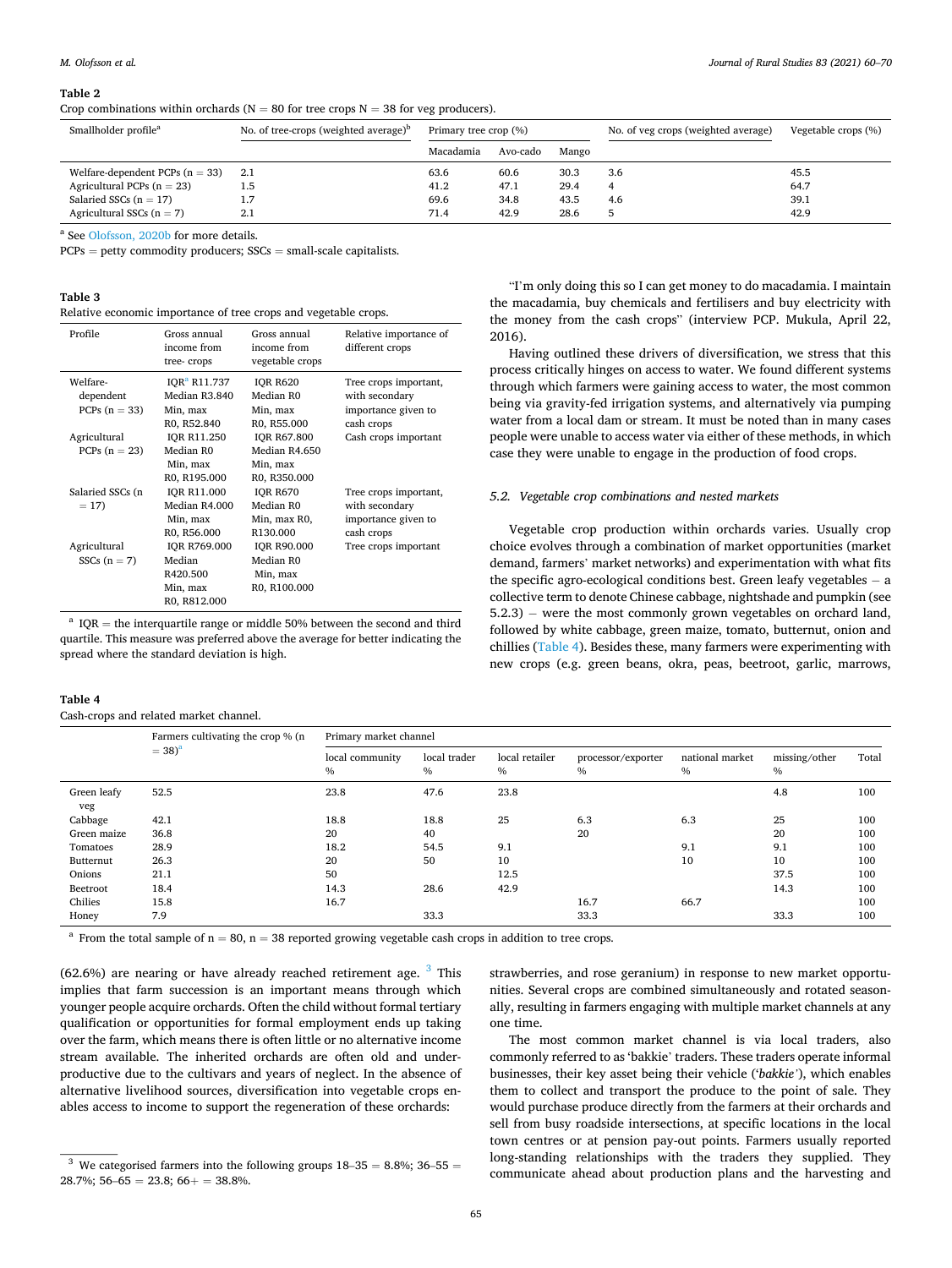**Table 2**
Crop combinations within orchards (N = 80 for tree crops N = 38 for veg producers).

| Smallholder profile[a] | No. of tree-crops (weighted average)[b] | Primary tree crop (%) | | | No. of veg crops (weighted average) | Vegetable crops (%) |
|---|---|---|---|---|---|---|
| | | Macadamia | Avo-cado | Mango | | |
| Welfare-dependent PCPs (n = 33) | 2.1 | 63.6 | 60.6 | 30.3 | 3.6 | 45.5 |
| Agricultural PCPs (n = 23) | 1.5 | 41.2 | 47.1 | 29.4 | 4 | 64.7 |
| Salaried SSCs (n = 17) | 1.7 | 69.6 | 34.8 | 43.5 | 4.6 | 39.1 |
| Agricultural SSCs (n = 7) | 2.1 | 71.4 | 42.9 | 28.6 | 5 | 42.9 |

[a] See Olofsson, 2020b for more details.
PCPs = petty commodity producers; SSCs = small-scale capitalists.

**Table 3**
Relative economic importance of tree crops and vegetable crops.

| Profile | Gross annual income from tree- crops | Gross annual income from vegetable crops | Relative importance of different crops |
|---|---|---|---|
| Welfare-dependent PCPs (n = 33) | IQR[a] R11.737 Median R3.840 Min, max R0, R52.840 | IQR R620 Median R0 Min, max R0, R55.000 | Tree crops important, with secondary importance given to cash crops |
| Agricultural PCPs (n = 23) | IQR R11.250 Median R0 Min, max R0, R195.000 | IQR R67.800 Median R4.650 Min, max R0, R350.000 | Cash crops important |
| Salaried SSCs (n = 17) | IQR R11.000 Median R4.000 Min, max R0, R56.000 | IQR R670 Median R0 Min, max R0, R130.000 | Tree crops important, with secondary importance given to cash crops |
| Agricultural SSCs (n = 7) | IQR R769.000 Median R420.500 Min, max R0, R812.000 | IQR R90.000 Median R0 Min, max R0, R100.000 | Tree crops important |

[a] IQR = the interquartile range or middle 50% between the second and third quartile. This measure was preferred above the average for better indicating the spread where the standard deviation is high.

**Table 4**
Cash-crops and related market channel.

| | Farmers cultivating the crop % (n = 38)[a] | Primary market channel | | | | | | |
|---|---|---|---|---|---|---|---|---|
| | | local community % | local trader % | local retailer % | processor/exporter % | national market % | missing/other % | Total |
| Green leafy veg | 52.5 | 23.8 | 47.6 | 23.8 | | | 4.8 | 100 |
| Cabbage | 42.1 | 18.8 | 18.8 | 25 | 6.3 | 6.3 | 25 | 100 |
| Green maize | 36.8 | 20 | 40 | | 20 | | 20 | 100 |
| Tomatoes | 28.9 | 18.2 | 54.5 | 9.1 | | 9.1 | 9.1 | 100 |
| Butternut | 26.3 | 20 | 50 | 10 | | 10 | 10 | 100 |
| Onions | 21.1 | 50 | | 12.5 | | | 37.5 | 100 |
| Beetroot | 18.4 | 14.3 | 28.6 | 42.9 | | | 14.3 | 100 |
| Chilies | 15.8 | 16.7 | | | 16.7 | 66.7 | | 100 |
| Honey | 7.9 | | 33.3 | | 33.3 | | 33.3 | 100 |

[a] From the total sample of n = 80, n = 38 reported growing vegetable cash crops in addition to tree crops.

(62.6%) are nearing or have already reached retirement age.[3] This implies that farm succession is an important means through which younger people acquire orchards. Often the child without formal tertiary qualification or opportunities for formal employment ends up taking over the farm, which means there is often little or no alternative income stream available. The inherited orchards are often old and under-productive due to the cultivars and years of neglect. In the absence of alternative livelihood sources, diversification into vegetable crops enables access to income to support the regeneration of these orchards:

"I'm only doing this so I can get money to do macadamia. I maintain the macadamia, buy chemicals and fertilisers and buy electricity with the money from the cash crops" (interview PCP. Mukula, April 22, 2016).

Having outlined these drivers of diversification, we stress that this process critically hinges on access to water. We found different systems through which farmers were gaining access to water, the most common being via gravity-fed irrigation systems, and alternatively via pumping water from a local dam or stream. It must be noted than in many cases people were unable to access water via either of these methods, in which case they were unable to engage in the production of food crops.

### 5.2. Vegetable crop combinations and nested markets

Vegetable crop production within orchards varies. Usually crop choice evolves through a combination of market opportunities (market demand, farmers' market networks) and experimentation with what fits the specific agro-ecological conditions best. Green leafy vegetables – a collective term to denote Chinese cabbage, nightshade and pumpkin (see 5.2.3) – were the most commonly grown vegetables on orchard land, followed by white cabbage, green maize, tomato, butternut, onion and chillies (Table 4). Besides these, many farmers were experimenting with new crops (e.g. green beans, okra, peas, beetroot, garlic, marrows, strawberries, and rose geranium) in response to new market opportunities. Several crops are combined simultaneously and rotated seasonally, resulting in farmers engaging with multiple market channels at any one time.

The most common market channel is via local traders, also commonly referred to as 'bakkie' traders. These traders operate informal businesses, their key asset being their vehicle ('*bakkie*'), which enables them to collect and transport the produce to the point of sale. They would purchase produce directly from the farmers at their orchards and sell from busy roadside intersections, at specific locations in the local town centres or at pension pay-out points. Farmers usually reported long-standing relationships with the traders they supplied. They communicate ahead about production plans and the harvesting and

[3] We categorised farmers into the following groups 18–35 = 8.8%; 36–55 = 28.7%; 56–65 = 23.8; 66+ = 38.8%.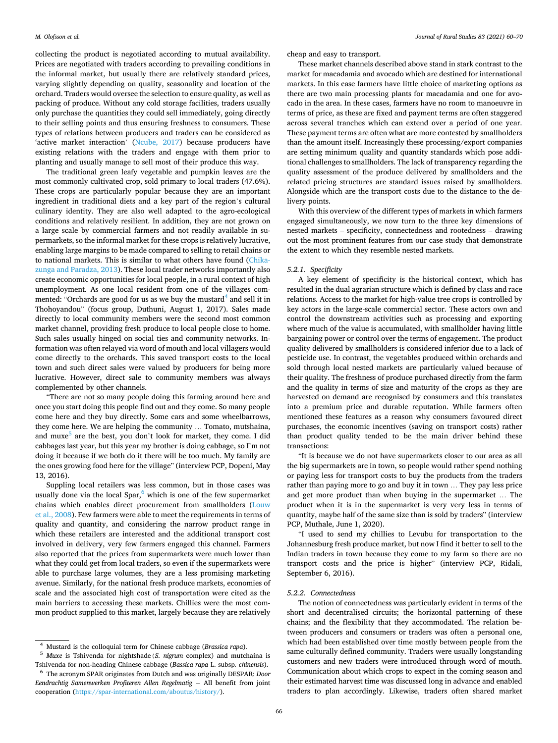collecting the product is negotiated according to mutual availability. Prices are negotiated with traders according to prevailing conditions in the informal market, but usually there are relatively standard prices, varying slightly depending on quality, seasonality and location of the orchard. Traders would oversee the selection to ensure quality, as well as packing of produce. Without any cold storage facilities, traders usually only purchase the quantities they could sell immediately, going directly to their selling points and thus ensuring freshness to consumers. These types of relations between producers and traders can be considered as 'active market interaction' (Ncube, 2017) because producers have existing relations with the traders and engage with them prior to planting and usually manage to sell most of their produce this way.

The traditional green leafy vegetable and pumpkin leaves are the most commonly cultivated crop, sold primary to local traders (47.6%). These crops are particularly popular because they are an important ingredient in traditional diets and a key part of the region's cultural culinary identity. They are also well adapted to the agro-ecological conditions and relatively resilient. In addition, they are not grown on a large scale by commercial farmers and not readily available in supermarkets, so the informal market for these crops is relatively lucrative, enabling large margins to be made compared to selling to retail chains or to national markets. This is similar to what others have found (Chikazunga and Paradza, 2013). These local trader networks importantly also create economic opportunities for local people, in a rural context of high unemployment. As one local resident from one of the villages commented: "Orchards are good for us as we buy the mustard[4] and sell it in Thohoyandou" (focus group, Duthuni, August 1, 2017). Sales made directly to local community members were the second most common market channel, providing fresh produce to local people close to home. Such sales usually hinged on social ties and community networks. Information was often relayed via word of mouth and local villagers would come directly to the orchards. This saved transport costs to the local town and such direct sales were valued by producers for being more lucrative. However, direct sale to community members was always complemented by other channels.

"There are not so many people doing this farming around here and once you start doing this people find out and they come. So many people come here and they buy directly. Some cars and some wheelbarrows, they come here. We are helping the community … Tomato, mutshaina, and muxe[5] are the best, you don't look for market, they come. I did cabbages last year, but this year my brother is doing cabbage, so I'm not doing it because if we both do it there will be too much. My family are the ones growing food here for the village" (interview PCP, Dopeni, May 13, 2016).

Suppling local retailers was less common, but in those cases was usually done via the local Spar,[6] which is one of the few supermarket chains which enables direct procurement from smallholders (Louw et al., 2008). Few farmers were able to meet the requirements in terms of quality and quantity, and considering the narrow product range in which these retailers are interested and the additional transport cost involved in delivery, very few farmers engaged this channel. Farmers also reported that the prices from supermarkets were much lower than what they could get from local traders, so even if the supermarkets were able to purchase large volumes, they are a less promising marketing avenue. Similarly, for the national fresh produce markets, economies of scale and the associated high cost of transportation were cited as the main barriers to accessing these markets. Chillies were the most common product supplied to this market, largely because they are relatively cheap and easy to transport.

These market channels described above stand in stark contrast to the market for macadamia and avocado which are destined for international markets. In this case farmers have little choice of marketing options as there are two main processing plants for macadamia and one for avocado in the area. In these cases, farmers have no room to manoeuvre in terms of price, as these are fixed and payment terms are often staggered across several tranches which can extend over a period of one year. These payment terms are often what are more contested by smallholders than the amount itself. Increasingly these processing/export companies are setting minimum quality and quantity standards which pose additional challenges to smallholders. The lack of transparency regarding the quality assessment of the produce delivered by smallholders and the related pricing structures are standard issues raised by smallholders. Alongside which are the transport costs due to the distance to the delivery points.

With this overview of the different types of markets in which farmers engaged simultaneously, we now turn to the three key dimensions of nested markets – specificity, connectedness and rootedness – drawing out the most prominent features from our case study that demonstrate the extent to which they resemble nested markets.

#### 5.2.1. Specificity

A key element of specificity is the historical context, which has resulted in the dual agrarian structure which is defined by class and race relations. Access to the market for high-value tree crops is controlled by key actors in the large-scale commercial sector. These actors own and control the downstream activities such as processing and exporting where much of the value is accumulated, with smallholder having little bargaining power or control over the terms of engagement. The product quality delivered by smallholders is considered inferior due to a lack of pesticide use. In contrast, the vegetables produced within orchards and sold through local nested markets are particularly valued because of their quality. The freshness of produce purchased directly from the farm and the quality in terms of size and maturity of the crops as they are harvested on demand are recognised by consumers and this translates into a premium price and durable reputation. While farmers often mentioned these features as a reason why consumers favoured direct purchases, the economic incentives (saving on transport costs) rather than product quality tended to be the main driver behind these transactions:

"It is because we do not have supermarkets closer to our area as all the big supermarkets are in town, so people would rather spend nothing or paying less for transport costs to buy the products from the traders rather than paying more to go and buy it in town … They pay less price and get more product than when buying in the supermarket … The product when it is in the supermarket is very very less in terms of quantity, maybe half of the same size than is sold by traders" (interview PCP, Muthale, June 1, 2020).

"I used to send my chillies to Levubu for transportation to the Johannesburg fresh produce market, but now I find it better to sell to the Indian traders in town because they come to my farm so there are no transport costs and the price is higher" (interview PCP, Ridali, September 6, 2016).

#### 5.2.2. Connectedness

The notion of connectedness was particularly evident in terms of the short and decentralised circuits; the horizontal patterning of these chains; and the flexibility that they accommodated. The relation between producers and consumers or traders was often a personal one, which had been established over time mostly between people from the same culturally defined community. Traders were usually longstanding customers and new traders were introduced through word of mouth. Communication about which crops to expect in the coming season and their estimated harvest time was discussed long in advance and enabled traders to plan accordingly. Likewise, traders often shared market

[4] Mustard is the colloquial term for Chinese cabbage (*Brassica rapa*).

[5] *Muxe* is Tshivenda for nightshade (*S. nigrum* complex) and mutchaina is Tshivenda for non-heading Chinese cabbage (*Bassica rapa* L. subsp. *chinensis*).

[6] The acronym SPAR originates from Dutch and was originally DESPAR: *Door Eendrachtig Samenwerken Profiteren Allen Regelmatig* – All benefit from joint cooperation (https://spar-international.com/aboutus/history/).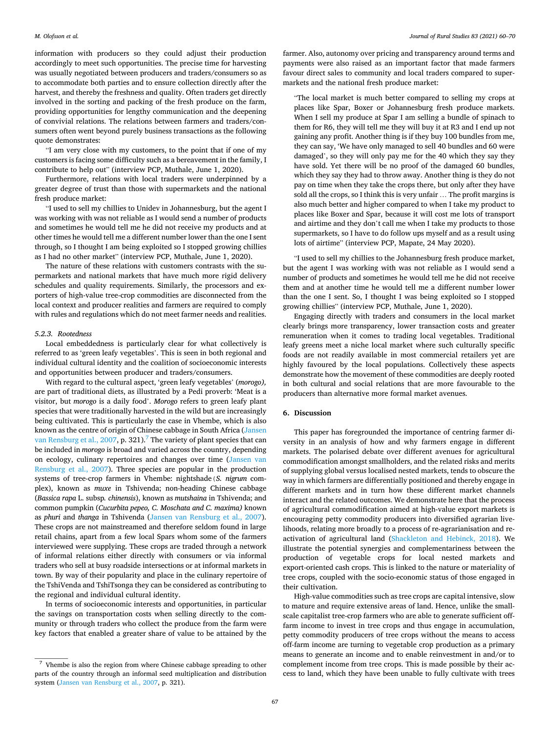information with producers so they could adjust their production accordingly to meet such opportunities. The precise time for harvesting was usually negotiated between producers and traders/consumers so as to accommodate both parties and to ensure collection directly after the harvest, and thereby the freshness and quality. Often traders get directly involved in the sorting and packing of the fresh produce on the farm, providing opportunities for lengthy communication and the deepening of convivial relations. The relations between farmers and traders/consumers often went beyond purely business transactions as the following quote demonstrates:

"I am very close with my customers, to the point that if one of my customers is facing some difficulty such as a bereavement in the family, I contribute to help out" (interview PCP, Muthale, June 1, 2020).

Furthermore, relations with local traders were underpinned by a greater degree of trust than those with supermarkets and the national fresh produce market:

"I used to sell my chillies to Unidev in Johannesburg, but the agent I was working with was not reliable as I would send a number of products and sometimes he would tell me he did not receive my products and at other times he would tell me a different number lower than the one I sent through, so I thought I am being exploited so I stopped growing chillies as I had no other market" (interview PCP, Muthale, June 1, 2020).

The nature of these relations with customers contrasts with the supermarkets and national markets that have much more rigid delivery schedules and quality requirements. Similarly, the processors and exporters of high-value tree-crop commodities are disconnected from the local context and producer realities and farmers are required to comply with rules and regulations which do not meet farmer needs and realities.

#### 5.2.3. Rootedness

Local embeddedness is particularly clear for what collectively is referred to as 'green leafy vegetables'. This is seen in both regional and individual cultural identity and the coalition of socioeconomic interests and opportunities between producer and traders/consumers.

With regard to the cultural aspect, 'green leafy vegetables' (*morogo),* are part of traditional diets, as illustrated by a Pedi proverb: 'Meat is a visitor, but *morogo* is a daily food'. *Morogo* refers to green leafy plant species that were traditionally harvested in the wild but are increasingly being cultivated. This is particularly the case in Vhembe, which is also known as the centre of origin of Chinese cabbage in South Africa (Jansen van Rensburg et al., 2007, p. 321).[7] The variety of plant species that can be included in *morogo* is broad and varied across the country, depending on ecology, culinary repertoires and changes over time (Jansen van Rensburg et al., 2007). Three species are popular in the production systems of tree-crop farmers in Vhembe: nightshade (*S. nigrum* complex), known as *muxe* in Tshivenda; non-heading Chinese cabbage (*Bassica rapa* L. subsp. *chinensis*), known as *mutshaina* in Tshivenda; and common pumpkin (*Cucurbita pepeo, C. Moschata and C. maxima)* known as *phuri* and *thanga* in Tshivenda (Jansen van Rensburg et al., 2007). These crops are not mainstreamed and therefore seldom found in large retail chains, apart from a few local Spars whom some of the farmers interviewed were supplying. These crops are traded through a network of informal relations either directly with consumers or via informal traders who sell at busy roadside intersections or at informal markets in town. By way of their popularity and place in the culinary repertoire of the TshiVenda and TshiTsonga they can be considered as contributing to the regional and individual cultural identity.

In terms of socioeconomic interests and opportunities, in particular the savings on transportation costs when selling directly to the community or through traders who collect the produce from the farm were key factors that enabled a greater share of value to be attained by the farmer. Also, autonomy over pricing and transparency around terms and payments were also raised as an important factor that made farmers favour direct sales to community and local traders compared to supermarkets and the national fresh produce market:

"The local market is much better compared to selling my crops at places like Spar, Boxer or Johannesburg fresh produce markets. When I sell my produce at Spar I am selling a bundle of spinach to them for R6, they will tell me they will buy it at R3 and I end up not gaining any profit. Another thing is if they buy 100 bundles from me, they can say, 'We have only managed to sell 40 bundles and 60 were damaged', so they will only pay me for the 40 which they say they have sold. Yet there will be no proof of the damaged 60 bundles, which they say they had to throw away. Another thing is they do not pay on time when they take the crops there, but only after they have sold all the crops, so I think this is very unfair … The profit margins is also much better and higher compared to when I take my product to places like Boxer and Spar, because it will cost me lots of transport and airtime and they don't call me when I take my products to those supermarkets, so I have to do follow ups myself and as a result using lots of airtime" (interview PCP, Mapate, 24 May 2020).

"I used to sell my chillies to the Johannesburg fresh produce market, but the agent I was working with was not reliable as I would send a number of products and sometimes he would tell me he did not receive them and at another time he would tell me a different number lower than the one I sent. So, I thought I was being exploited so I stopped growing chillies" (interview PCP, Muthale, June 1, 2020).

Engaging directly with traders and consumers in the local market clearly brings more transparency, lower transaction costs and greater remuneration when it comes to trading local vegetables. Traditional leafy greens meet a niche local market where such culturally specific foods are not readily available in most commercial retailers yet are highly favoured by the local populations. Collectively these aspects demonstrate how the movement of these commodities are deeply rooted in both cultural and social relations that are more favourable to the producers than alternative more formal market avenues.

## 6. Discussion

This paper has foregrounded the importance of centring farmer diversity in an analysis of how and why farmers engage in different markets. The polarised debate over different avenues for agricultural commodification amongst smallholders, and the related risks and merits of supplying global versus localised nested markets, tends to obscure the way in which farmers are differentially positioned and thereby engage in different markets and in turn how these different market channels interact and the related outcomes. We demonstrate here that the process of agricultural commodification aimed at high-value export markets is encouraging petty commodity producers into diversified agrarian livelihoods, relating more broadly to a process of re-agrarianisation and re-activation of agricultural land (Shackleton and Hebinck, 2018). We illustrate the potential synergies and complementariness between the production of vegetable crops for local nested markets and export-oriented cash crops. This is linked to the nature or materiality of tree crops, coupled with the socio-economic status of those engaged in their cultivation.

High-value commodities such as tree crops are capital intensive, slow to mature and require extensive areas of land. Hence, unlike the small-scale capitalist tree-crop farmers who are able to generate sufficient off-farm income to invest in tree crops and thus engage in accumulation, petty commodity producers of tree crops without the means to access off-farm income are turning to vegetable crop production as a primary means to generate an income and to enable reinvestment in and/or to complement income from tree crops. This is made possible by their access to land, which they have been unable to fully cultivate with trees

[7] Vhembe is also the region from where Chinese cabbage spreading to other parts of the country through an informal seed multiplication and distribution system (Jansen van Rensburg et al., 2007, p. 321).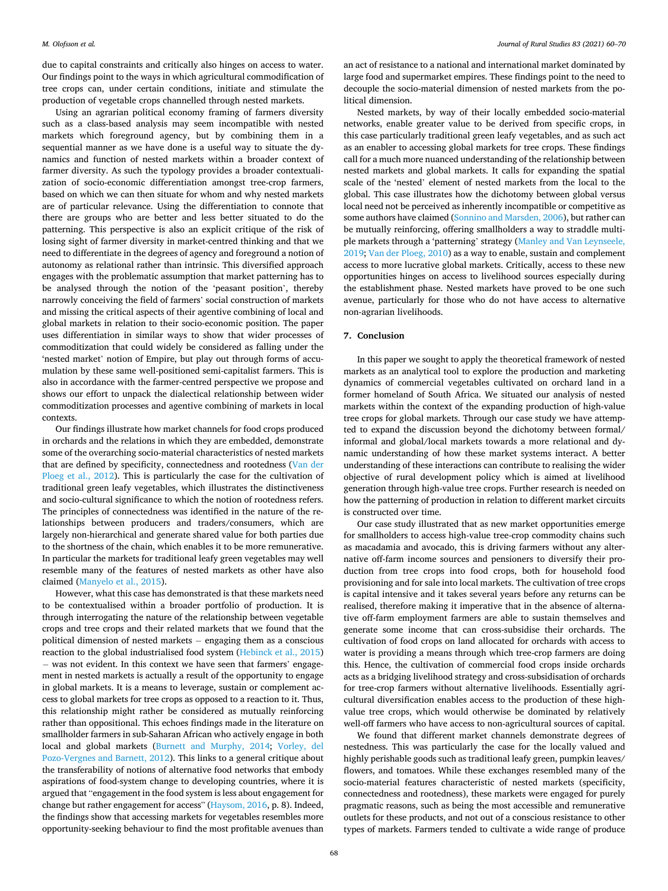due to capital constraints and critically also hinges on access to water. Our findings point to the ways in which agricultural commodification of tree crops can, under certain conditions, initiate and stimulate the production of vegetable crops channelled through nested markets.

Using an agrarian political economy framing of farmers diversity such as a class-based analysis may seem incompatible with nested markets which foreground agency, but by combining them in a sequential manner as we have done is a useful way to situate the dynamics and function of nested markets within a broader context of farmer diversity. As such the typology provides a broader contextualization of socio-economic differentiation amongst tree-crop farmers, based on which we can then situate for whom and why nested markets are of particular relevance. Using the differentiation to connote that there are groups who are better and less better situated to do the patterning. This perspective is also an explicit critique of the risk of losing sight of farmer diversity in market-centred thinking and that we need to differentiate in the degrees of agency and foreground a notion of autonomy as relational rather than intrinsic. This diversified approach engages with the problematic assumption that market patterning has to be analysed through the notion of the 'peasant position', thereby narrowly conceiving the field of farmers' social construction of markets and missing the critical aspects of their agentive combining of local and global markets in relation to their socio-economic position. The paper uses differentiation in similar ways to show that wider processes of commoditization that could widely be considered as falling under the 'nested market' notion of Empire, but play out through forms of accumulation by these same well-positioned semi-capitalist farmers. This is also in accordance with the farmer-centred perspective we propose and shows our effort to unpack the dialectical relationship between wider commoditization processes and agentive combining of markets in local contexts.

Our findings illustrate how market channels for food crops produced in orchards and the relations in which they are embedded, demonstrate some of the overarching socio-material characteristics of nested markets that are defined by specificity, connectedness and rootedness (Van der Ploeg et al., 2012). This is particularly the case for the cultivation of traditional green leafy vegetables, which illustrates the distinctiveness and socio-cultural significance to which the notion of rootedness refers. The principles of connectedness was identified in the nature of the relationships between producers and traders/consumers, which are largely non-hierarchical and generate shared value for both parties due to the shortness of the chain, which enables it to be more remunerative. In particular the markets for traditional leafy green vegetables may well resemble many of the features of nested markets as other have also claimed (Manyelo et al., 2015).

However, what this case has demonstrated is that these markets need to be contextualised within a broader portfolio of production. It is through interrogating the nature of the relationship between vegetable crops and tree crops and their related markets that we found that the political dimension of nested markets – engaging them as a conscious reaction to the global industrialised food system (Hebinck et al., 2015) – was not evident. In this context we have seen that farmers' engagement in nested markets is actually a result of the opportunity to engage in global markets. It is a means to leverage, sustain or complement access to global markets for tree crops as opposed to a reaction to it. Thus, this relationship might rather be considered as mutually reinforcing rather than oppositional. This echoes findings made in the literature on smallholder farmers in sub-Saharan African who actively engage in both local and global markets (Burnett and Murphy, 2014; Vorley, del Pozo-Vergnes and Barnett, 2012). This links to a general critique about the transferability of notions of alternative food networks that embody aspirations of food-system change to developing countries, where it is argued that "engagement in the food system is less about engagement for change but rather engagement for access" (Haysom, 2016, p. 8). Indeed, the findings show that accessing markets for vegetables resembles more opportunity-seeking behaviour to find the most profitable avenues than an act of resistance to a national and international market dominated by large food and supermarket empires. These findings point to the need to decouple the socio-material dimension of nested markets from the political dimension.

Nested markets, by way of their locally embedded socio-material networks, enable greater value to be derived from specific crops, in this case particularly traditional green leafy vegetables, and as such act as an enabler to accessing global markets for tree crops. These findings call for a much more nuanced understanding of the relationship between nested markets and global markets. It calls for expanding the spatial scale of the 'nested' element of nested markets from the local to the global. This case illustrates how the dichotomy between global versus local need not be perceived as inherently incompatible or competitive as some authors have claimed (Sonnino and Marsden, 2006), but rather can be mutually reinforcing, offering smallholders a way to straddle multiple markets through a 'patterning' strategy (Manley and Van Leynseele, 2019; Van der Ploeg, 2010) as a way to enable, sustain and complement access to more lucrative global markets. Critically, access to these new opportunities hinges on access to livelihood sources especially during the establishment phase. Nested markets have proved to be one such avenue, particularly for those who do not have access to alternative non-agrarian livelihoods.

## 7. Conclusion

In this paper we sought to apply the theoretical framework of nested markets as an analytical tool to explore the production and marketing dynamics of commercial vegetables cultivated on orchard land in a former homeland of South Africa. We situated our analysis of nested markets within the context of the expanding production of high-value tree crops for global markets. Through our case study we have attempted to expand the discussion beyond the dichotomy between formal/informal and global/local markets towards a more relational and dynamic understanding of how these market systems interact. A better understanding of these interactions can contribute to realising the wider objective of rural development policy which is aimed at livelihood generation through high-value tree crops. Further research is needed on how the patterning of production in relation to different market circuits is constructed over time.

Our case study illustrated that as new market opportunities emerge for smallholders to access high-value tree-crop commodity chains such as macadamia and avocado, this is driving farmers without any alternative off-farm income sources and pensioners to diversify their production from tree crops into food crops, both for household food provisioning and for sale into local markets. The cultivation of tree crops is capital intensive and it takes several years before any returns can be realised, therefore making it imperative that in the absence of alternative off-farm employment farmers are able to sustain themselves and generate some income that can cross-subsidise their orchards. The cultivation of food crops on land allocated for orchards with access to water is providing a means through which tree-crop farmers are doing this. Hence, the cultivation of commercial food crops inside orchards acts as a bridging livelihood strategy and cross-subsidisation of orchards for tree-crop farmers without alternative livelihoods. Essentially agricultural diversification enables access to the production of these high-value tree crops, which would otherwise be dominated by relatively well-off farmers who have access to non-agricultural sources of capital.

We found that different market channels demonstrate degrees of nestedness. This was particularly the case for the locally valued and highly perishable goods such as traditional leafy green, pumpkin leaves/flowers, and tomatoes. While these exchanges resembled many of the socio-material features characteristic of nested markets (specificity, connectedness and rootedness), these markets were engaged for purely pragmatic reasons, such as being the most accessible and remunerative outlets for these products, and not out of a conscious resistance to other types of markets. Farmers tended to cultivate a wide range of produce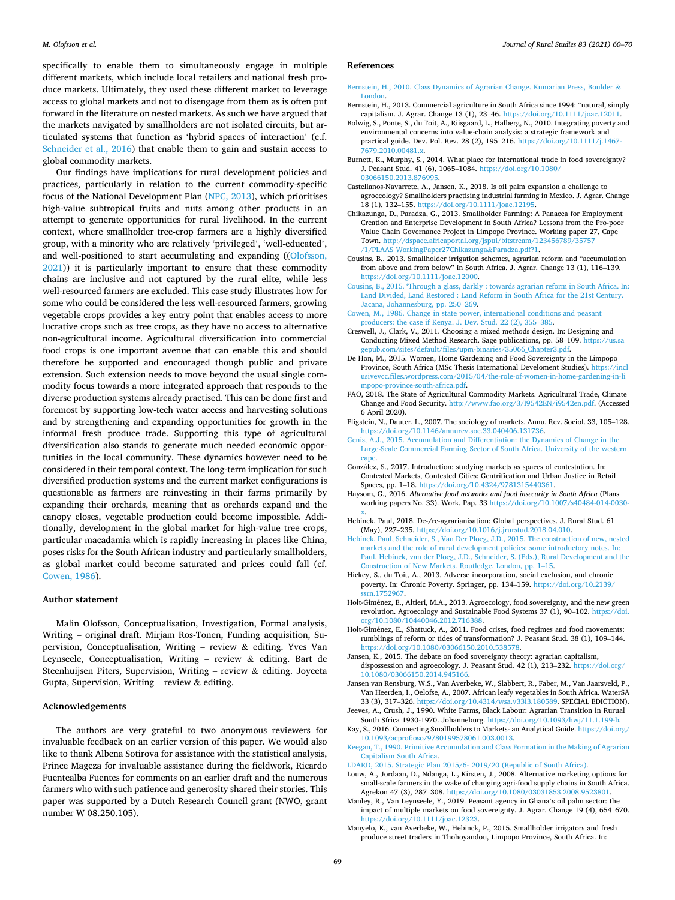specifically to enable them to simultaneously engage in multiple different markets, which include local retailers and national fresh produce markets. Ultimately, they used these different market to leverage access to global markets and not to disengage from them as is often put forward in the literature on nested markets. As such we have argued that the markets navigated by smallholders are not isolated circuits, but articulated systems that function as 'hybrid spaces of interaction' (c.f. Schneider et al., 2016) that enable them to gain and sustain access to global commodity markets.

Our findings have implications for rural development policies and practices, particularly in relation to the current commodity-specific focus of the National Development Plan (NPC, 2013), which prioritises high-value subtropical fruits and nuts among other products in an attempt to generate opportunities for rural livelihood. In the current context, where smallholder tree-crop farmers are a highly diversified group, with a minority who are relatively 'privileged', 'well-educated', and well-positioned to start accumulating and expanding ((Olofsson, 2021)) it is particularly important to ensure that these commodity chains are inclusive and not captured by the rural elite, while less well-resourced farmers are excluded. This case study illustrates how for some who could be considered the less well-resourced farmers, growing vegetable crops provides a key entry point that enables access to more lucrative crops such as tree crops, as they have no access to alternative non-agricultural income. Agricultural diversification into commercial food crops is one important avenue that can enable this and should therefore be supported and encouraged though public and private extension. Such extension needs to move beyond the usual single commodity focus towards a more integrated approach that responds to the diverse production systems already practised. This can be done first and foremost by supporting low-tech water access and harvesting solutions and by strengthening and expanding opportunities for growth in the informal fresh produce trade. Supporting this type of agricultural diversification also stands to generate much needed economic opportunities in the local community. These dynamics however need to be considered in their temporal context. The long-term implication for such diversified production systems and the current market configurations is questionable as farmers are reinvesting in their farms primarily by expanding their orchards, meaning that as orchards expand and the canopy closes, vegetable production could become impossible. Additionally, development in the global market for high-value tree crops, particular macadamia which is rapidly increasing in places like China, poses risks for the South African industry and particularly smallholders, as global market could become saturated and prices could fall (cf. Cowen, 1986).

## Author statement

Malin Olofsson, Conceptualisation, Investigation, Formal analysis, Writing – original draft. Mirjam Ros-Tonen, Funding acquisition, Supervision, Conceptualisation, Writing – review & editing. Yves Van Leynseele, Conceptualisation, Writing – review & editing. Bart de Steenhuijsen Piters, Supervision, Writing – review & editing. Joyeeta Gupta, Supervision, Writing – review & editing.

## Acknowledgements

The authors are very grateful to two anonymous reviewers for invaluable feedback on an earlier version of this paper. We would also like to thank Albena Sotirova for assistance with the statistical analysis, Prince Mageza for invaluable assistance during the fieldwork, Ricardo Fuentealba Fuentes for comments on an earlier draft and the numerous farmers who with such patience and generosity shared their stories. This paper was supported by a Dutch Research Council grant (NWO, grant number W 08.250.105).

## References

Bernstein, H., 2010. Class Dynamics of Agrarian Change. Kumarian Press, Boulder & London.

Bernstein, H., 2013. Commercial agriculture in South Africa since 1994: "natural, simply capitalism. J. Agrar. Change 13 (1), 23–46. https://doi.org/10.1111/joac.12011.

Bolwig, S., Ponte, S., du Toit, A., Riisgaard, L., Halberg, N., 2010. Integrating poverty and environmental concerns into value-chain analysis: a strategic framework and practical guide. Dev. Pol. Rev. 28 (2), 195–216. https://doi.org/10.1111/j.1467-7679.2010.00481.x.

Burnett, K., Murphy, S., 2014. What place for international trade in food sovereignty? J. Peasant Stud. 41 (6), 1065–1084. https://doi.org/10.1080/03066150.2013.876995.

Castellanos-Navarrete, A., Jansen, K., 2018. Is oil palm expansion a challenge to agroecology? Smallholders practising industrial farming in Mexico. J. Agrar. Change 18 (1), 132–155. https://doi.org/10.1111/joac.12195.

Chikazunga, D., Paradza, G., 2013. Smallholder Farming: A Panacea for Employment Creation and Enterprise Development in South Africa? Lessons from the Pro-poor Value Chain Governance Project in Limpopo Province. Working paper 27, Cape Town. http://dspace.africaportal.org/jspui/bitstream/123456789/35757/1/PLAAS_WorkingPaper27Chikazunga&Paradza.pdf?1.

Cousins, B., 2013. Smallholder irrigation schemes, agrarian reform and "accumulation from above and from below" in South Africa. J. Agrar. Change 13 (1), 116–139. https://doi.org/10.1111/joac.12000.

Cousins, B., 2015. 'Through a glass, darkly': towards agrarian reform in South Africa. In: Land Divided, Land Restored : Land Reform in South Africa for the 21st Century. Jacana, Johannesburg, pp. 250–269.

Cowen, M., 1986. Change in state power, international conditions and peasant producers: the case if Kenya. J. Dev. Stud. 22 (2), 355–385.

Creswell, J., Clark, V., 2011. Choosing a mixed methods design. In: Designing and Conducting Mixed Method Research. Sage publications, pp. 58–109. https://us.sagepub.com/sites/default/files/upm-binaries/35066_Chapter3.pdf.

De Hon, M., 2015. Women, Home Gardening and Food Sovereignty in the Limpopo Province, South Africa (MSc Thesis International Develoment Studies). https://inclusivevcc.files.wordpress.com/2015/04/the-role-of-women-in-home-gardening-in-limpopo-province-south-africa.pdf.

FAO, 2018. The State of Agricultural Commodity Markets. Agricultural Trade, Climate Change and Food Security. http://www.fao.org/3/I9542EN/i9542en.pdf. (Accessed 6 April 2020).

Fligstein, N., Dauter, L., 2007. The sociology of markets. Annu. Rev. Sociol. 33, 105–128. https://doi.org/10.1146/annurev.soc.33.040406.131736.

Genis, A.J., 2015. Accumulation and Differentiation: the Dynamics of Change in the Large-Scale Commercial Farming Sector of South Africa. University of the western cape.

González, S., 2017. Introduction: studying markets as spaces of contestation. In: Contested Markets, Contested Cities: Gentrification and Urban Justice in Retail Spaces, pp. 1–18. https://doi.org/10.4324/9781315440361.

Haysom, G., 2016. *Alternative food networks and food insecurity in South Africa* (Plaas working papers No. 33). Work. Pap. 33 https://doi.org/10.1007/s40484-014-0030-x.

Hebinck, Paul, 2018. De-/re-agrarianisation: Global perspectives. J. Rural Stud. 61 (May), 227–235. https://doi.org/10.1016/j.jrurstud.2018.04.010.

Hebinck, Paul, Schneider, S., Van Der Ploeg, J.D., 2015. The construction of new, nested markets and the role of rural development policies: some introductory notes. In: Paul, Hebinck, van der Ploeg, J.D., Schneider, S. (Eds.), Rural Development and the Construction of New Markets. Routledge, London, pp. 1–15.

Hickey, S., du Toit, A., 2013. Adverse incorporation, social exclusion, and chronic poverty. In: Chronic Poverty. Springer, pp. 134–159. https://doi.org/10.2139/ssrn.1752967.

Holt-Giménez, E., Altieri, M.A., 2013. Agroecology, food sovereignty, and the new green revolution. Agroecology and Sustainable Food Systems 37 (1), 90–102. https://doi.org/10.1080/10440046.2012.716388.

Holt-Giménez, E., Shattuck, A., 2011. Food crises, food regimes and food movements: rumblings of reform or tides of transformation? J. Peasant Stud. 38 (1), 109–144. https://doi.org/10.1080/03066150.2010.538578.

Jansen, K., 2015. The debate on food sovereignty theory: agrarian capitalism, dispossession and agroecology. J. Peasant Stud. 42 (1), 213–232. https://doi.org/10.1080/03066150.2014.945166.

Jansen van Rensburg, W.S., Van Averbeke, W., Slabbert, R., Faber, M., Van Jaarsveld, P., Van Heerden, I., Oelofse, A., 2007. African leafy vegetables in South Africa. WaterSA 33 (3), 317–326. https://doi.org/10.4314/wsa.v33i3.180589. SPECIAL EDICTION).

Jeeves, A., Crush, J., 1990. White Farms, Black Labour: Agrarian Transition in Rurual South Sfrica 1930-1970. Johanneburg. https://doi.org/10.1093/hwj/11.1.199-b.

Kay, S., 2016. Connecting Smallholders to Markets- an Analytical Guide. https://doi.org/10.1093/acprof:oso/9780199578061.003.0013.

Keegan, T., 1990. Primitive Accumulation and Class Formation in the Making of Agrarian Capitalism South Africa.

LDARD, 2015. Strategic Plan 2015/6- 2019/20 (Republic of South Africa).

Louw, A., Jordaan, D., Ndanga, L., Kirsten, J., 2008. Alternative marketing options for small-scale farmers in the wake of changing agri-food supply chains in South Africa. Agrekon 47 (3), 287–308. https://doi.org/10.1080/03031853.2008.9523801.

Manley, R., Van Leynseele, Y., 2019. Peasant agency in Ghana's oil palm sector: the impact of multiple markets on food sovereignty. J. Agrar. Change 19 (4), 654–670. https://doi.org/10.1111/joac.12323.

Manyelo, K., van Averbeke, W., Hebinck, P., 2015. Smallholder irrigators and fresh produce street traders in Thohoyandou, Limpopo Province, South Africa. In: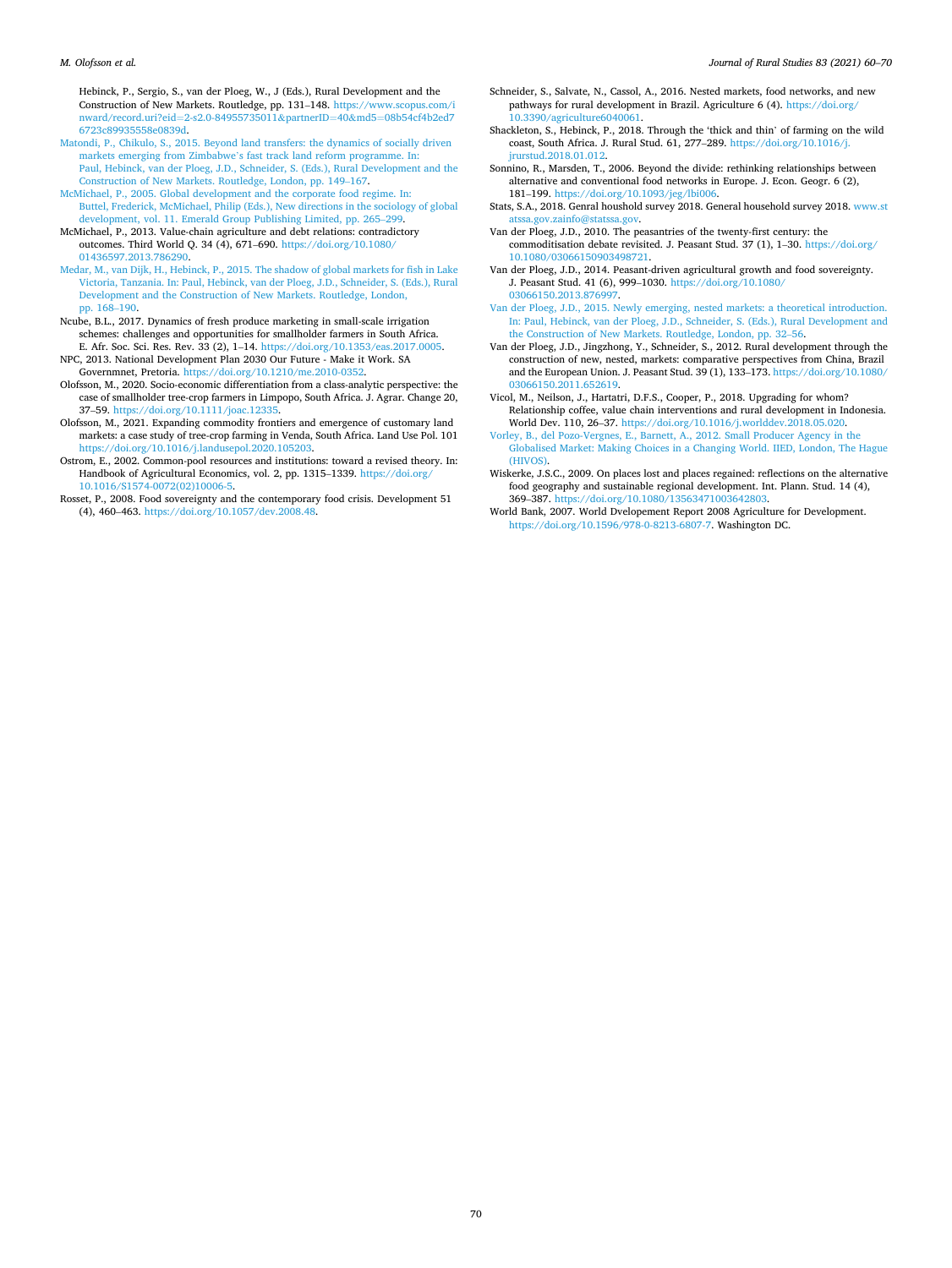Hebinck, P., Sergio, S., van der Ploeg, W., J (Eds.), Rural Development and the Construction of New Markets. Routledge, pp. 131–148. https://www.scopus.com/inward/record.uri?eid=2-s2.0-84955735011&partnerID=40&md5=08b54cf4b2ed76723c89935558e0839d.

Matondi, P., Chikulo, S., 2015. Beyond land transfers: the dynamics of socially driven markets emerging from Zimbabwe's fast track land reform programme. In: Paul, Hebinck, van der Ploeg, J.D., Schneider, S. (Eds.), Rural Development and the Construction of New Markets. Routledge, London, pp. 149–167.

McMichael, P., 2005. Global development and the corporate food regime. In: Buttel, Frederick, McMichael, Philip (Eds.), New directions in the sociology of global development, vol. 11. Emerald Group Publishing Limited, pp. 265–299.

McMichael, P., 2013. Value-chain agriculture and debt relations: contradictory outcomes. Third World Q. 34 (4), 671–690. https://doi.org/10.1080/01436597.2013.786290.

Medar, M., van Dijk, H., Hebinck, P., 2015. The shadow of global markets for fish in Lake Victoria, Tanzania. In: Paul, Hebinck, van der Ploeg, J.D., Schneider, S. (Eds.), Rural Development and the Construction of New Markets. Routledge, London, pp. 168–190.

Ncube, B.L., 2017. Dynamics of fresh produce marketing in small-scale irrigation schemes: challenges and opportunities for smallholder farmers in South Africa. E. Afr. Soc. Sci. Res. Rev. 33 (2), 1–14. https://doi.org/10.1353/eas.2017.0005.

NPC, 2013. National Development Plan 2030 Our Future - Make it Work. SA Governmnet, Pretoria. https://doi.org/10.1210/me.2010-0352.

Olofsson, M., 2020. Socio-economic differentiation from a class-analytic perspective: the case of smallholder tree-crop farmers in Limpopo, South Africa. J. Agrar. Change 20, 37–59. https://doi.org/10.1111/joac.12335.

Olofsson, M., 2021. Expanding commodity frontiers and emergence of customary land markets: a case study of tree-crop farming in Venda, South Africa. Land Use Pol. 101 https://doi.org/10.1016/j.landusepol.2020.105203.

Ostrom, E., 2002. Common-pool resources and institutions: toward a revised theory. In: Handbook of Agricultural Economics, vol. 2, pp. 1315–1339. https://doi.org/10.1016/S1574-0072(02)10006-5.

Rosset, P., 2008. Food sovereignty and the contemporary food crisis. Development 51 (4), 460–463. https://doi.org/10.1057/dev.2008.48.

Schneider, S., Salvate, N., Cassol, A., 2016. Nested markets, food networks, and new pathways for rural development in Brazil. Agriculture 6 (4). https://doi.org/10.3390/agriculture6040061.

Shackleton, S., Hebinck, P., 2018. Through the 'thick and thin' of farming on the wild coast, South Africa. J. Rural Stud. 61, 277–289. https://doi.org/10.1016/j.jrurstud.2018.01.012.

Sonnino, R., Marsden, T., 2006. Beyond the divide: rethinking relationships between alternative and conventional food networks in Europe. J. Econ. Geogr. 6 (2), 181–199. https://doi.org/10.1093/jeg/lbi006.

Stats, S.A., 2018. Genral houshold survey 2018. General household survey 2018. www.statssa.gov.zainfo@statssa.gov.

Van der Ploeg, J.D., 2010. The peasantries of the twenty-first century: the commoditisation debate revisited. J. Peasant Stud. 37 (1), 1–30. https://doi.org/10.1080/03066150903498721.

Van der Ploeg, J.D., 2014. Peasant-driven agricultural growth and food sovereignty. J. Peasant Stud. 41 (6), 999–1030. https://doi.org/10.1080/03066150.2013.876997.

Van der Ploeg, J.D., 2015. Newly emerging, nested markets: a theoretical introduction. In: Paul, Hebinck, van der Ploeg, J.D., Schneider, S. (Eds.), Rural Development and the Construction of New Markets. Routledge, London, pp. 32–56.

Van der Ploeg, J.D., Jingzhong, Y., Schneider, S., 2012. Rural development through the construction of new, nested, markets: comparative perspectives from China, Brazil and the European Union. J. Peasant Stud. 39 (1), 133–173. https://doi.org/10.1080/03066150.2011.652619.

Vicol, M., Neilson, J., Hartatri, D.F.S., Cooper, P., 2018. Upgrading for whom? Relationship coffee, value chain interventions and rural development in Indonesia. World Dev. 110, 26–37. https://doi.org/10.1016/j.worlddev.2018.05.020.

Vorley, B., del Pozo-Vergnes, E., Barnett, A., 2012. Small Producer Agency in the Globalised Market: Making Choices in a Changing World. IIED, London, The Hague (HIVOS).

Wiskerke, J.S.C., 2009. On places lost and places regained: reflections on the alternative food geography and sustainable regional development. Int. Plann. Stud. 14 (4), 369–387. https://doi.org/10.1080/13563471003642803.

World Bank, 2007. World Dvelopement Report 2008 Agriculture for Development. https://doi.org/10.1596/978-0-8213-6807-7. Washington DC.